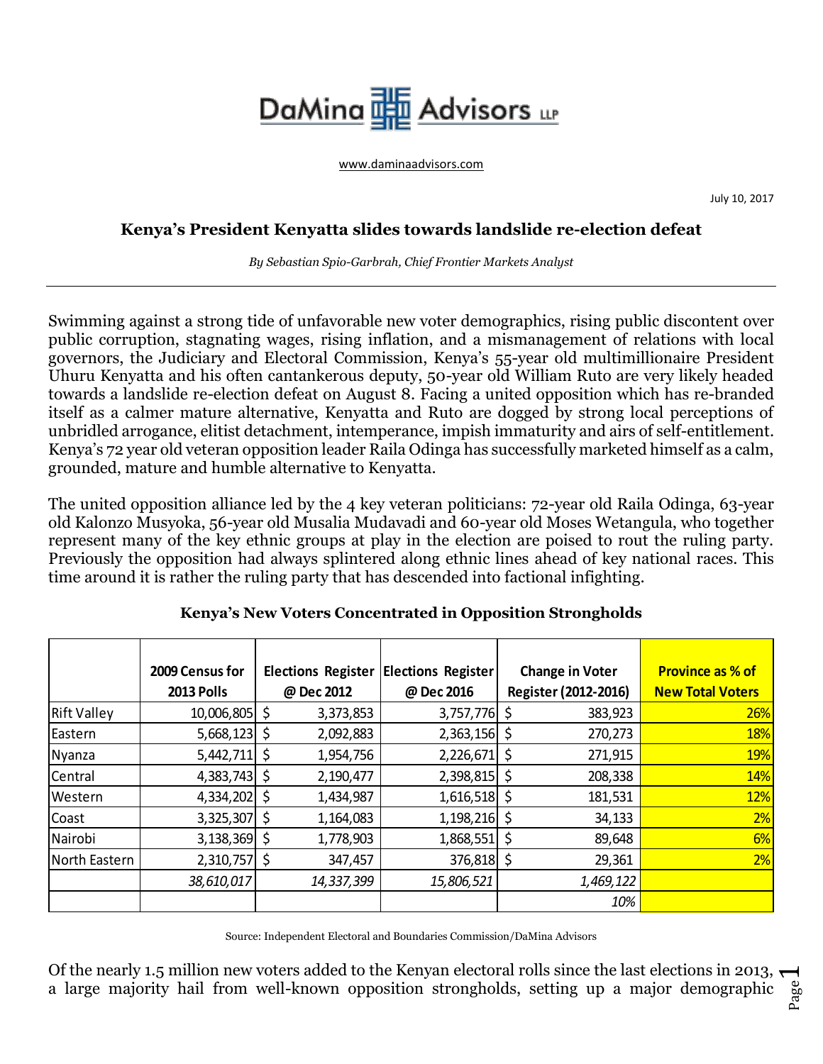DaMina Advisors LLP

www.daminaadvisors.com

July 10, 2017

## Kenya's President Kenyatta slides towards landslide re-election defeat

*By Sebastian Spio-Garbrah, Chief Frontier Markets Analyst*

---

Swimming against a strong tide of unfavorable new voter demographics, rising public discontent over public corruption, stagnating wages, rising inflation, and a mismanagement of relations with local governors, the Judiciary and Electoral Commission, Kenya's 55-year old multimillionaire President Uhuru Kenyatta and his often cantankerous deputy, 50-year old William Ruto are very likely headed towards a landslide re-election defeat on August 8. Facing a united opposition which has re-branded itself as a calmer mature alternative, Kenyatta and Ruto are dogged by strong local perceptions of unbridled arrogance, elitist detachment, intemperance, impish immaturity and airs of self-entitlement. Kenya's 72 year old veteran opposition leader Raila Odinga has successfully marketed himself as a calm, grounded, mature and humble alternative to Kenyatta.

The united opposition alliance led by the 4 key veteran politicians: 72-year old Raila Odinga, 63-year old Kalonzo Musyoka, 56-year old Musalia Mudavadi and 60-year old Moses Wetangula, who together represent many of the key ethnic groups at play in the election are poised to rout the ruling party. Previously the opposition had always splintered along ethnic lines ahead of key national races. This time around it is rather the ruling party that has descended into factional infighting.

**Kenya's New Voters Concentrated in Opposition Strongholds**

| | 2009 Census for 2013 Polls | Elections Register @ Dec 2012 | Elections Register @ Dec 2016 | Change in Voter Register (2012-2016) | Province as % of New Total Voters |
|---|---|---|---|---|---|
| Rift Valley | 10,006,805 | $ 3,373,853 | 3,757,776 | $ 383,923 | 26% |
| Eastern | 5,668,123 | $ 2,092,883 | 2,363,156 | $ 270,273 | 18% |
| Nyanza | 5,442,711 | $ 1,954,756 | 2,226,671 | $ 271,915 | 19% |
| Central | 4,383,743 | $ 2,190,477 | 2,398,815 | $ 208,338 | 14% |
| Western | 4,334,202 | $ 1,434,987 | 1,616,518 | $ 181,531 | 12% |
| Coast | 3,325,307 | $ 1,164,083 | 1,198,216 | $ 34,133 | 2% |
| Nairobi | 3,138,369 | $ 1,778,903 | 1,868,551 | $ 89,648 | 6% |
| North Eastern | 2,310,757 | $ 347,457 | 376,818 | $ 29,361 | 2% |
| | *38,610,017* | *14,337,399* | *15,806,521* | *1,469,122* | |
| | | | | *10%* | |

Source: Independent Electoral and Boundaries Commission/DaMina Advisors

Of the nearly 1.5 million new voters added to the Kenyan electoral rolls since the last elections in 2013, a large majority hail from well-known opposition strongholds, setting up a major demographic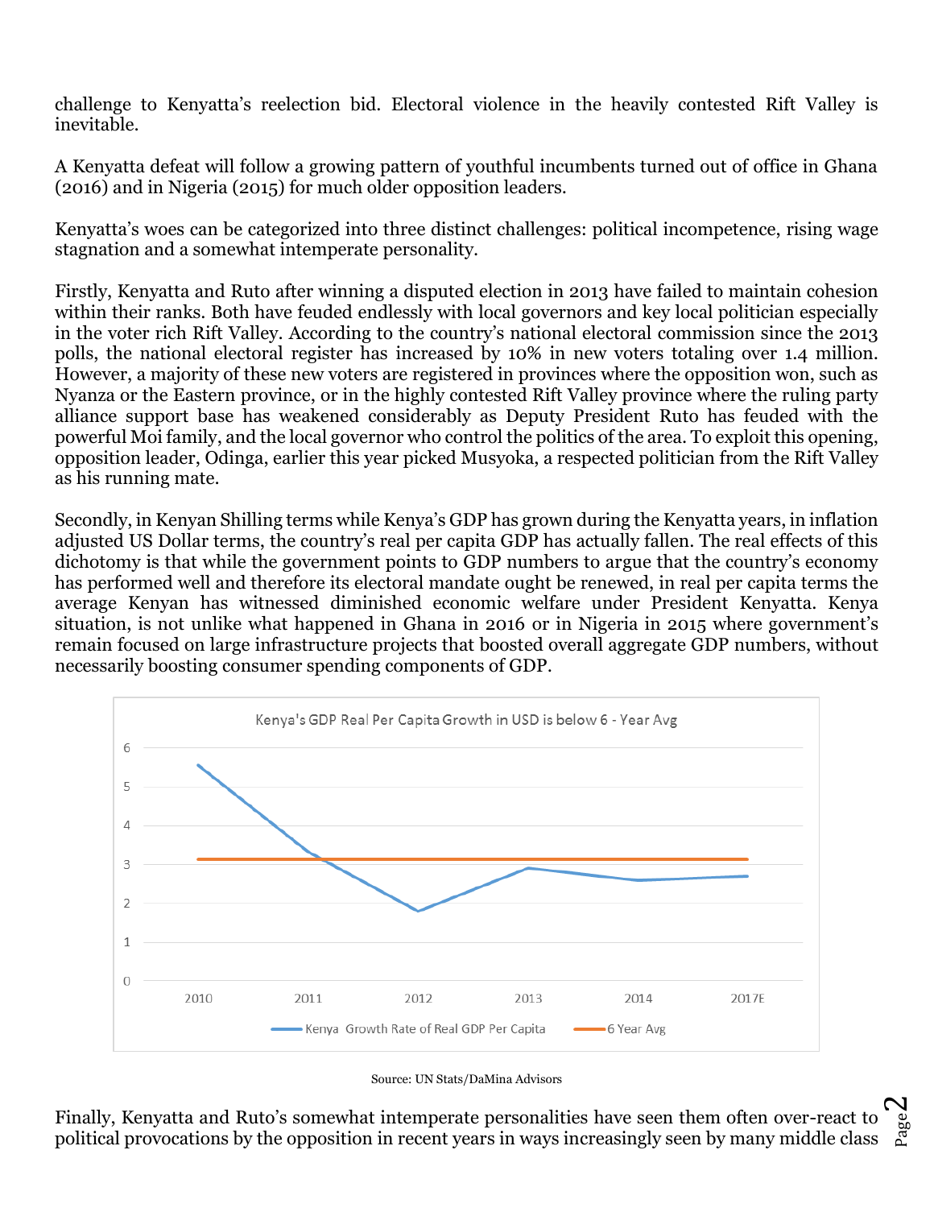challenge to Kenyatta's reelection bid. Electoral violence in the heavily contested Rift Valley is inevitable.

A Kenyatta defeat will follow a growing pattern of youthful incumbents turned out of office in Ghana (2016) and in Nigeria (2015) for much older opposition leaders.

Kenyatta's woes can be categorized into three distinct challenges: political incompetence, rising wage stagnation and a somewhat intemperate personality.

Firstly, Kenyatta and Ruto after winning a disputed election in 2013 have failed to maintain cohesion within their ranks. Both have feuded endlessly with local governors and key local politician especially in the voter rich Rift Valley. According to the country's national electoral commission since the 2013 polls, the national electoral register has increased by 10% in new voters totaling over 1.4 million. However, a majority of these new voters are registered in provinces where the opposition won, such as Nyanza or the Eastern province, or in the highly contested Rift Valley province where the ruling party alliance support base has weakened considerably as Deputy President Ruto has feuded with the powerful Moi family, and the local governor who control the politics of the area. To exploit this opening, opposition leader, Odinga, earlier this year picked Musyoka, a respected politician from the Rift Valley as his running mate.

Secondly, in Kenyan Shilling terms while Kenya's GDP has grown during the Kenyatta years, in inflation adjusted US Dollar terms, the country's real per capita GDP has actually fallen. The real effects of this dichotomy is that while the government points to GDP numbers to argue that the country's economy has performed well and therefore its electoral mandate ought be renewed, in real per capita terms the average Kenyan has witnessed diminished economic welfare under President Kenyatta. Kenya situation, is not unlike what happened in Ghana in 2016 or in Nigeria in 2015 where government's remain focused on large infrastructure projects that boosted overall aggregate GDP numbers, without necessarily boosting consumer spending components of GDP.

Kenya's GDP Real Per Capita Growth in USD is below 6 - Year Avg

| Year | Kenya Growth Rate of Real GDP Per Capita | 6 Year Avg |
|---|---|---|
| 2010 | ~5.5 | ~3.1 |
| 2011 | ~3.2 | ~3.1 |
| 2012 | ~1.8 | ~3.1 |
| 2013 | ~2.9 | ~3.1 |
| 2014 | ~2.6 | ~3.1 |
| 2017E | ~2.7 | ~3.1 |

Source: UN Stats/DaMina Advisors

Finally, Kenyatta and Ruto's somewhat intemperate personalities have seen them often over-react to political provocations by the opposition in recent years in ways increasingly seen by many middle class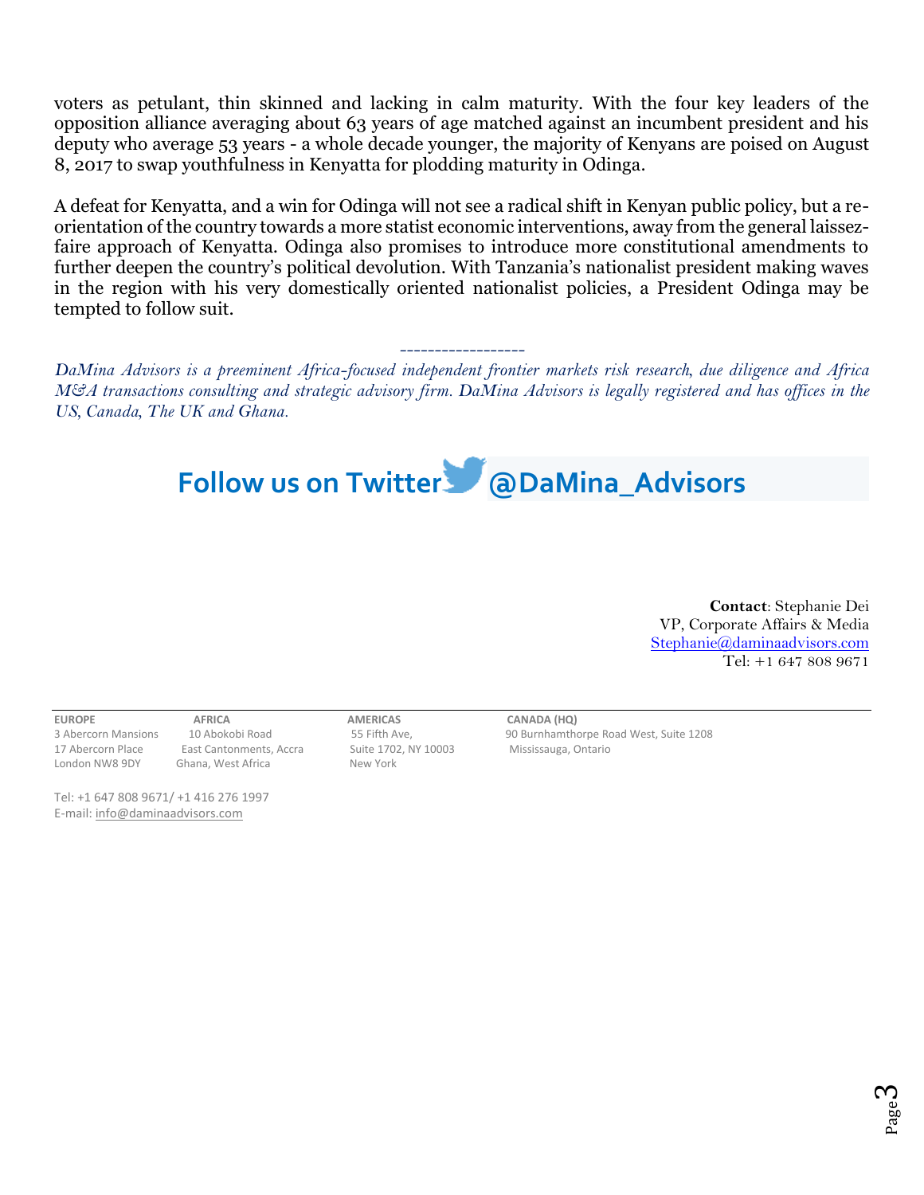voters as petulant, thin skinned and lacking in calm maturity. With the four key leaders of the opposition alliance averaging about 63 years of age matched against an incumbent president and his deputy who average 53 years - a whole decade younger, the majority of Kenyans are poised on August 8, 2017 to swap youthfulness in Kenyatta for plodding maturity in Odinga.

A defeat for Kenyatta, and a win for Odinga will not see a radical shift in Kenyan public policy, but a re-orientation of the country towards a more statist economic interventions, away from the general laissez-faire approach of Kenyatta. Odinga also promises to introduce more constitutional amendments to further deepen the country's political devolution. With Tanzania's nationalist president making waves in the region with his very domestically oriented nationalist policies, a President Odinga may be tempted to follow suit.

------------------

*DaMina Advisors is a preeminent Africa-focused independent frontier markets risk research, due diligence and Africa M&A transactions consulting and strategic advisory firm. DaMina Advisors is legally registered and has offices in the US, Canada, The UK and Ghana.*

**Follow us on Twitter @DaMina_Advisors**

**Contact**: Stephanie Dei
VP, Corporate Affairs & Media
Stephanie@daminaadvisors.com
Tel: +1 647 808 9671

| EUROPE | AFRICA | AMERICAS | CANADA (HQ) |
| --- | --- | --- | --- |
| 3 Abercorn Mansions | 10 Abokobi Road | 55 Fifth Ave, | 90 Burnhamthorpe Road West, Suite 1208 |
| 17 Abercorn Place | East Cantonments, Accra | Suite 1702, NY 10003 | Mississauga, Ontario |
| London NW8 9DY | Ghana, West Africa | New York | |

Tel: +1 647 808 9671/ +1 416 276 1997
E-mail: info@daminaadvisors.com